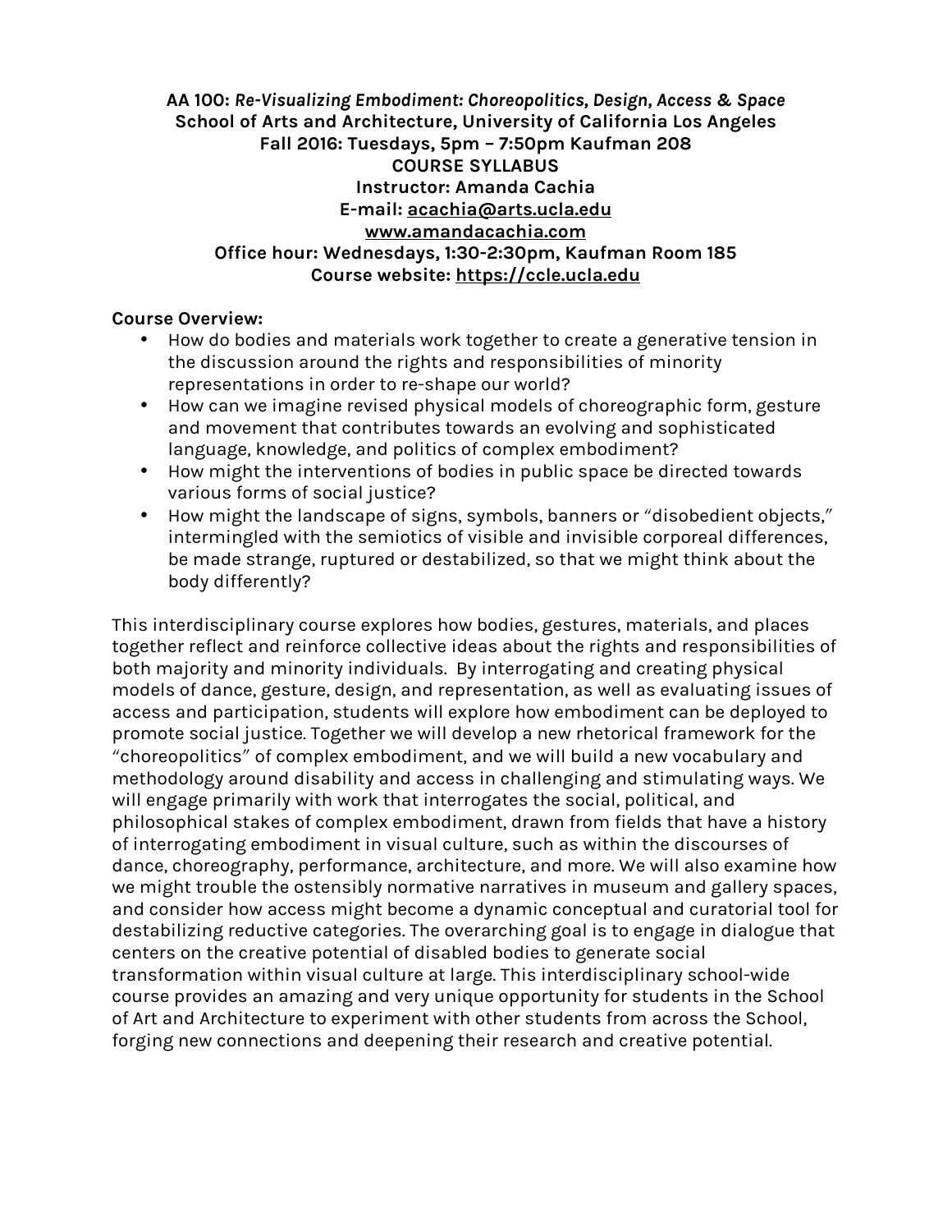**AA 100: *Re-Visualizing Embodiment: Choreopolitics, Design, Access & Space***
**School of Arts and Architecture, University of California Los Angeles**
**Fall 2016: Tuesdays, 5pm – 7:50pm Kaufman 208**
**COURSE SYLLABUS**
**Instructor: Amanda Cachia**
**E-mail: acachia@arts.ucla.edu**
**www.amandacachia.com**
**Office hour: Wednesdays, 1:30-2:30pm, Kaufman Room 185**
**Course website: https://ccle.ucla.edu**

**Course Overview:**

- How do bodies and materials work together to create a generative tension in the discussion around the rights and responsibilities of minority representations in order to re-shape our world?
- How can we imagine revised physical models of choreographic form, gesture and movement that contributes towards an evolving and sophisticated language, knowledge, and politics of complex embodiment?
- How might the interventions of bodies in public space be directed towards various forms of social justice?
- How might the landscape of signs, symbols, banners or "disobedient objects," intermingled with the semiotics of visible and invisible corporeal differences, be made strange, ruptured or destabilized, so that we might think about the body differently?

This interdisciplinary course explores how bodies, gestures, materials, and places together reflect and reinforce collective ideas about the rights and responsibilities of both majority and minority individuals. By interrogating and creating physical models of dance, gesture, design, and representation, as well as evaluating issues of access and participation, students will explore how embodiment can be deployed to promote social justice. Together we will develop a new rhetorical framework for the "choreopolitics" of complex embodiment, and we will build a new vocabulary and methodology around disability and access in challenging and stimulating ways. We will engage primarily with work that interrogates the social, political, and philosophical stakes of complex embodiment, drawn from fields that have a history of interrogating embodiment in visual culture, such as within the discourses of dance, choreography, performance, architecture, and more. We will also examine how we might trouble the ostensibly normative narratives in museum and gallery spaces, and consider how access might become a dynamic conceptual and curatorial tool for destabilizing reductive categories. The overarching goal is to engage in dialogue that centers on the creative potential of disabled bodies to generate social transformation within visual culture at large. This interdisciplinary school-wide course provides an amazing and very unique opportunity for students in the School of Art and Architecture to experiment with other students from across the School, forging new connections and deepening their research and creative potential.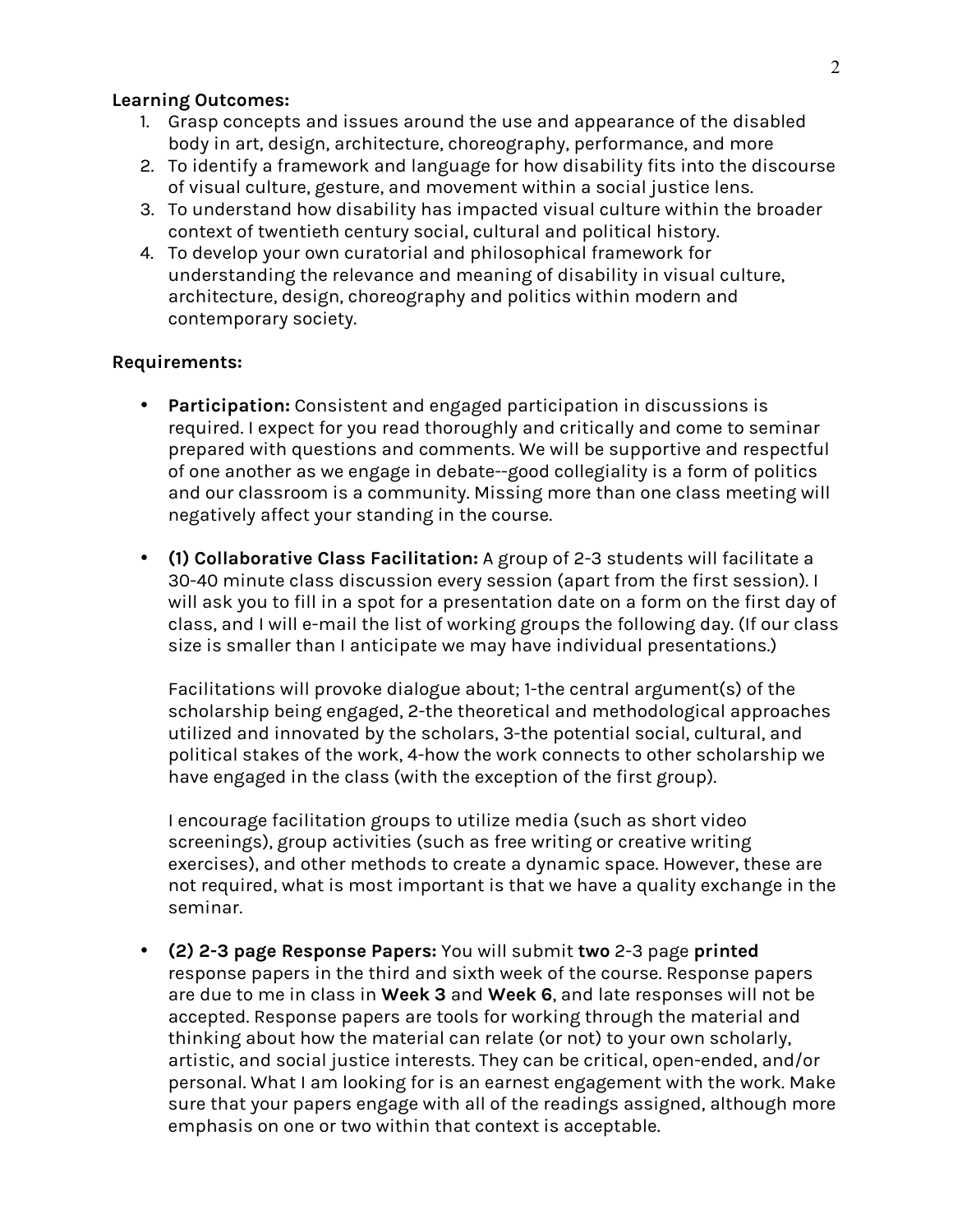**Learning Outcomes:**

1. Grasp concepts and issues around the use and appearance of the disabled body in art, design, architecture, choreography, performance, and more
2. To identify a framework and language for how disability fits into the discourse of visual culture, gesture, and movement within a social justice lens.
3. To understand how disability has impacted visual culture within the broader context of twentieth century social, cultural and political history.
4. To develop your own curatorial and philosophical framework for understanding the relevance and meaning of disability in visual culture, architecture, design, choreography and politics within modern and contemporary society.

**Requirements:**

- **Participation:** Consistent and engaged participation in discussions is required. I expect for you read thoroughly and critically and come to seminar prepared with questions and comments. We will be supportive and respectful of one another as we engage in debate--good collegiality is a form of politics and our classroom is a community. Missing more than one class meeting will negatively affect your standing in the course.

- **(1) Collaborative Class Facilitation:** A group of 2-3 students will facilitate a 30-40 minute class discussion every session (apart from the first session). I will ask you to fill in a spot for a presentation date on a form on the first day of class, and I will e-mail the list of working groups the following day. (If our class size is smaller than I anticipate we may have individual presentations.)

  Facilitations will provoke dialogue about; 1-the central argument(s) of the scholarship being engaged, 2-the theoretical and methodological approaches utilized and innovated by the scholars, 3-the potential social, cultural, and political stakes of the work, 4-how the work connects to other scholarship we have engaged in the class (with the exception of the first group).

  I encourage facilitation groups to utilize media (such as short video screenings), group activities (such as free writing or creative writing exercises), and other methods to create a dynamic space. However, these are not required, what is most important is that we have a quality exchange in the seminar.

- **(2) 2-3 page Response Papers:** You will submit **two** 2-3 page **printed** response papers in the third and sixth week of the course. Response papers are due to me in class in **Week 3** and **Week 6**, and late responses will not be accepted. Response papers are tools for working through the material and thinking about how the material can relate (or not) to your own scholarly, artistic, and social justice interests. They can be critical, open-ended, and/or personal. What I am looking for is an earnest engagement with the work. Make sure that your papers engage with all of the readings assigned, although more emphasis on one or two within that context is acceptable.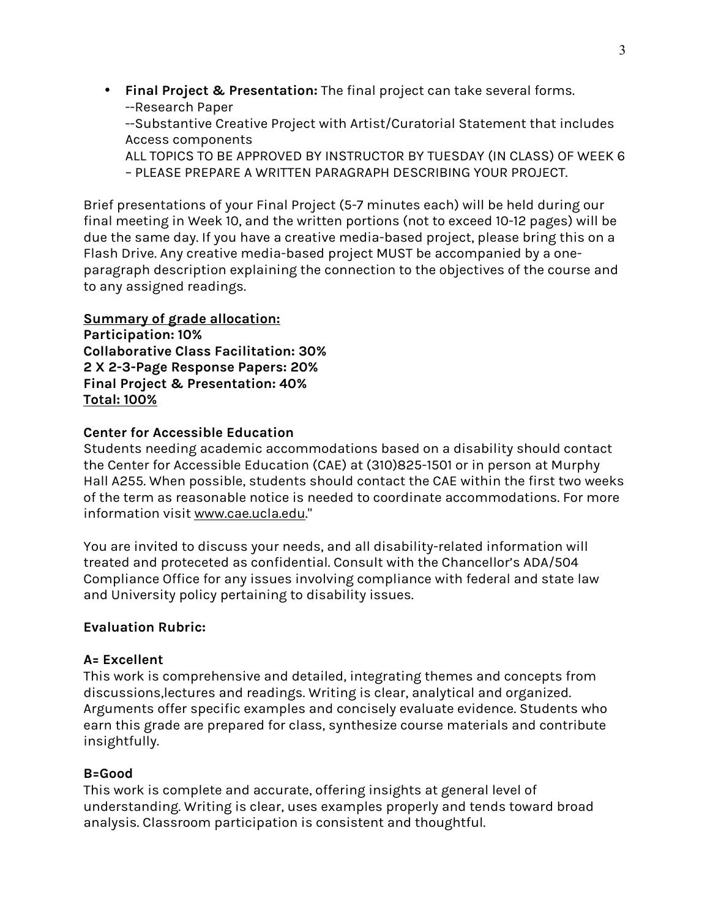- **Final Project & Presentation:** The final project can take several forms.
  --Research Paper
  --Substantive Creative Project with Artist/Curatorial Statement that includes Access components
  ALL TOPICS TO BE APPROVED BY INSTRUCTOR BY TUESDAY (IN CLASS) OF WEEK 6 – PLEASE PREPARE A WRITTEN PARAGRAPH DESCRIBING YOUR PROJECT.

Brief presentations of your Final Project (5-7 minutes each) will be held during our final meeting in Week 10, and the written portions (not to exceed 10-12 pages) will be due the same day. If you have a creative media-based project, please bring this on a Flash Drive. Any creative media-based project MUST be accompanied by a one-paragraph description explaining the connection to the objectives of the course and to any assigned readings.

**<u>Summary of grade allocation:</u>**
**Participation: 10%**
**Collaborative Class Facilitation: 30%**
**2 X 2-3-Page Response Papers: 20%**
**Final Project & Presentation: 40%**
**<u>Total: 100%</u>**

**Center for Accessible Education**
Students needing academic accommodations based on a disability should contact the Center for Accessible Education (CAE) at (310)825-1501 or in person at Murphy Hall A255. When possible, students should contact the CAE within the first two weeks of the term as reasonable notice is needed to coordinate accommodations. For more information visit www.cae.ucla.edu."

You are invited to discuss your needs, and all disability-related information will treated and proteceted as confidential. Consult with the Chancellor's ADA/504 Compliance Office for any issues involving compliance with federal and state law and University policy pertaining to disability issues.

**Evaluation Rubric:**

**A= Excellent**
This work is comprehensive and detailed, integrating themes and concepts from discussions,lectures and readings. Writing is clear, analytical and organized. Arguments offer specific examples and concisely evaluate evidence. Students who earn this grade are prepared for class, synthesize course materials and contribute insightfully.

**B=Good**
This work is complete and accurate, offering insights at general level of understanding. Writing is clear, uses examples properly and tends toward broad analysis. Classroom participation is consistent and thoughtful.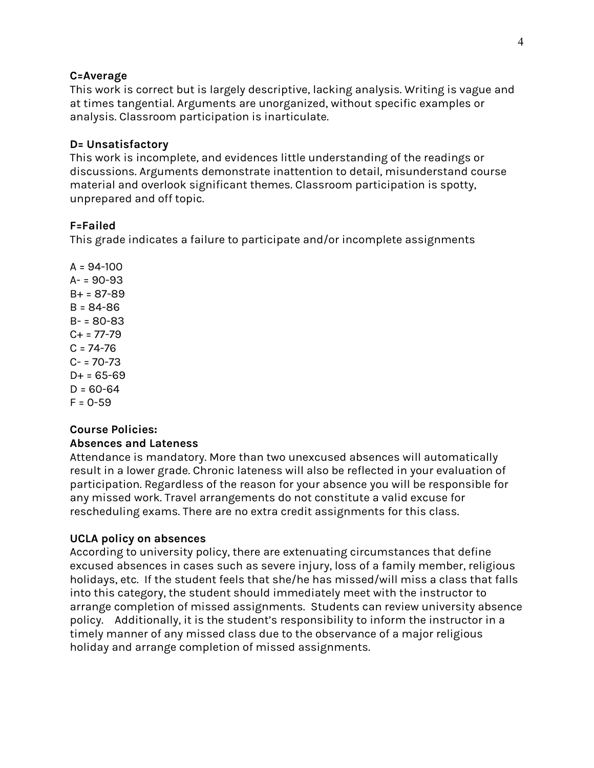**C=Average**
This work is correct but is largely descriptive, lacking analysis. Writing is vague and at times tangential. Arguments are unorganized, without specific examples or analysis. Classroom participation is inarticulate.

**D= Unsatisfactory**
This work is incomplete, and evidences little understanding of the readings or discussions. Arguments demonstrate inattention to detail, misunderstand course material and overlook significant themes. Classroom participation is spotty, unprepared and off topic.

**F=Failed**
This grade indicates a failure to participate and/or incomplete assignments

A = 94-100
A- = 90-93
B+ = 87-89
B = 84-86
B- = 80-83
C+ = 77-79
C = 74-76
C- = 70-73
D+ = 65-69
D = 60-64
F = 0-59

**Course Policies:**
**Absences and Lateness**
Attendance is mandatory. More than two unexcused absences will automatically result in a lower grade. Chronic lateness will also be reflected in your evaluation of participation. Regardless of the reason for your absence you will be responsible for any missed work. Travel arrangements do not constitute a valid excuse for rescheduling exams. There are no extra credit assignments for this class.

**UCLA policy on absences**
According to university policy, there are extenuating circumstances that define excused absences in cases such as severe injury, loss of a family member, religious holidays, etc. If the student feels that she/he has missed/will miss a class that falls into this category, the student should immediately meet with the instructor to arrange completion of missed assignments. Students can review university absence policy. Additionally, it is the student's responsibility to inform the instructor in a timely manner of any missed class due to the observance of a major religious holiday and arrange completion of missed assignments.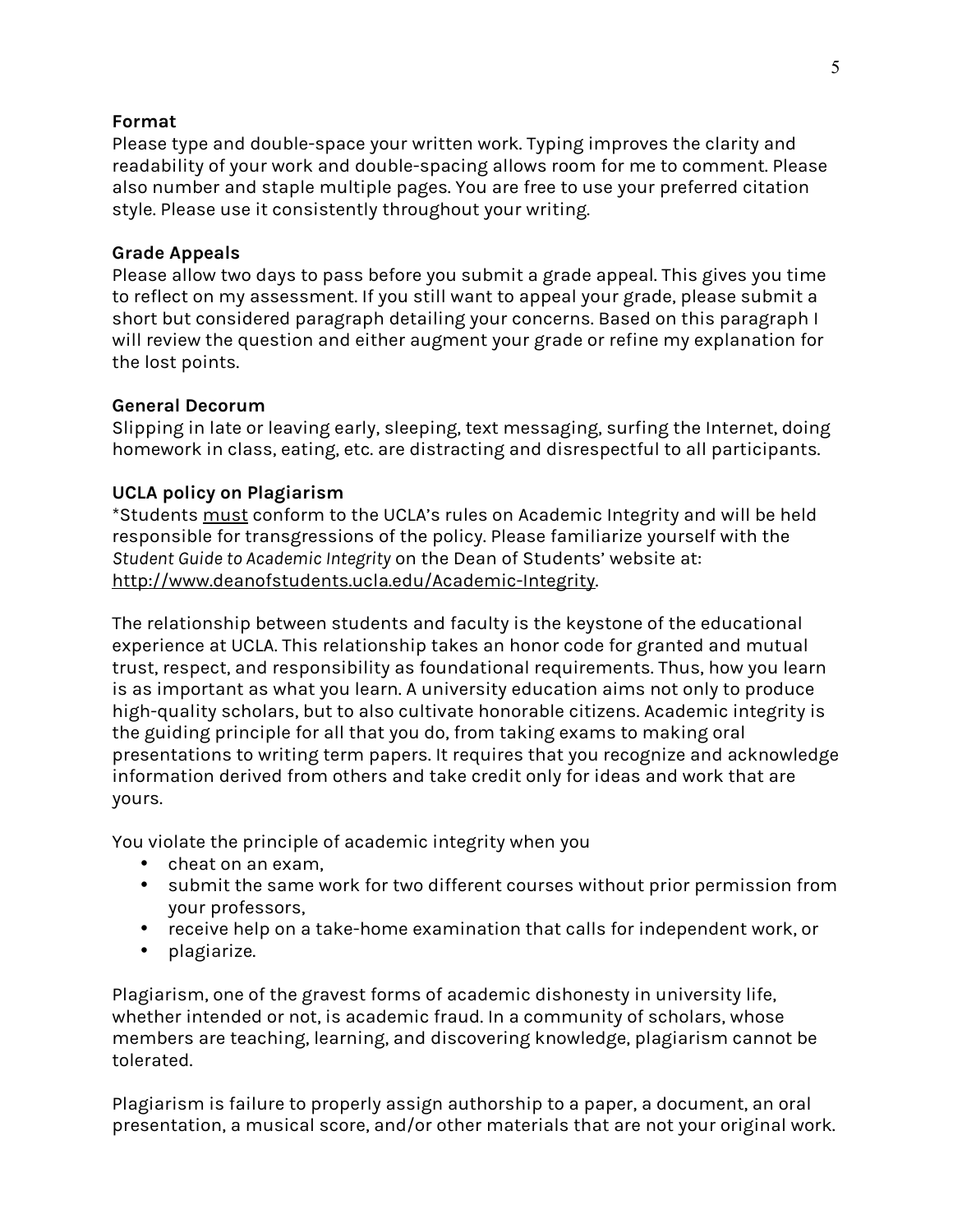**Format**

Please type and double-space your written work. Typing improves the clarity and readability of your work and double-spacing allows room for me to comment. Please also number and staple multiple pages. You are free to use your preferred citation style. Please use it consistently throughout your writing.

**Grade Appeals**

Please allow two days to pass before you submit a grade appeal. This gives you time to reflect on my assessment. If you still want to appeal your grade, please submit a short but considered paragraph detailing your concerns. Based on this paragraph I will review the question and either augment your grade or refine my explanation for the lost points.

**General Decorum**

Slipping in late or leaving early, sleeping, text messaging, surfing the Internet, doing homework in class, eating, etc. are distracting and disrespectful to all participants.

**UCLA policy on Plagiarism**

*Students must conform to the UCLA's rules on Academic Integrity and will be held responsible for transgressions of the policy. Please familiarize yourself with the *Student Guide to Academic Integrity* on the Dean of Students' website at: http://www.deanofstudents.ucla.edu/Academic-Integrity.

The relationship between students and faculty is the keystone of the educational experience at UCLA. This relationship takes an honor code for granted and mutual trust, respect, and responsibility as foundational requirements. Thus, how you learn is as important as what you learn. A university education aims not only to produce high-quality scholars, but to also cultivate honorable citizens. Academic integrity is the guiding principle for all that you do, from taking exams to making oral presentations to writing term papers. It requires that you recognize and acknowledge information derived from others and take credit only for ideas and work that are yours.

You violate the principle of academic integrity when you

- cheat on an exam,
- submit the same work for two different courses without prior permission from your professors,
- receive help on a take-home examination that calls for independent work, or
- plagiarize.

Plagiarism, one of the gravest forms of academic dishonesty in university life, whether intended or not, is academic fraud. In a community of scholars, whose members are teaching, learning, and discovering knowledge, plagiarism cannot be tolerated.

Plagiarism is failure to properly assign authorship to a paper, a document, an oral presentation, a musical score, and/or other materials that are not your original work.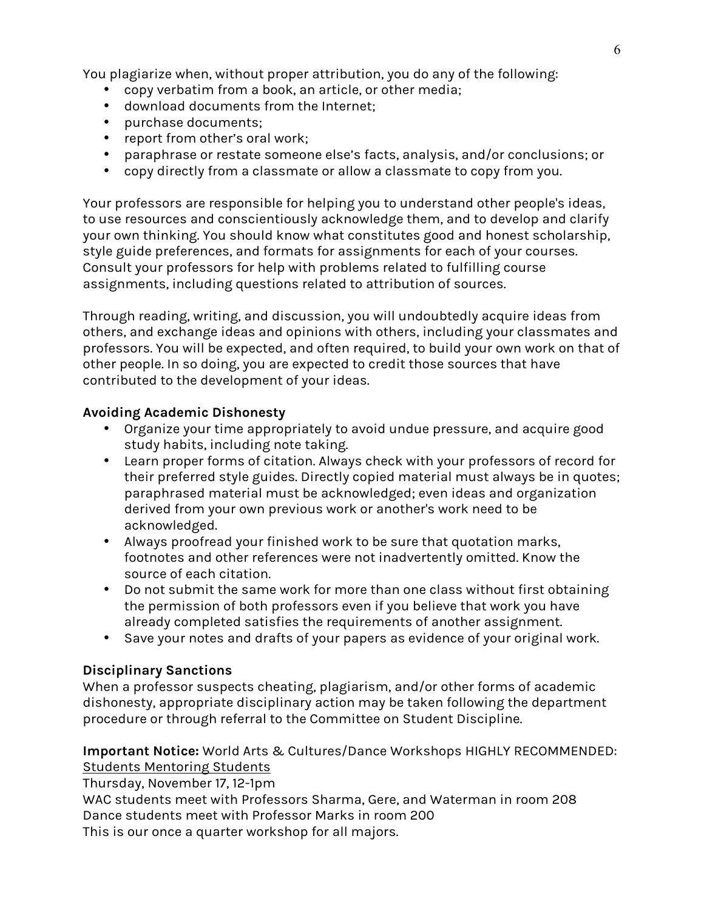You plagiarize when, without proper attribution, you do any of the following:

- copy verbatim from a book, an article, or other media;
- download documents from the Internet;
- purchase documents;
- report from other's oral work;
- paraphrase or restate someone else's facts, analysis, and/or conclusions; or
- copy directly from a classmate or allow a classmate to copy from you.

Your professors are responsible for helping you to understand other people's ideas, to use resources and conscientiously acknowledge them, and to develop and clarify your own thinking. You should know what constitutes good and honest scholarship, style guide preferences, and formats for assignments for each of your courses. Consult your professors for help with problems related to fulfilling course assignments, including questions related to attribution of sources.

Through reading, writing, and discussion, you will undoubtedly acquire ideas from others, and exchange ideas and opinions with others, including your classmates and professors. You will be expected, and often required, to build your own work on that of other people. In so doing, you are expected to credit those sources that have contributed to the development of your ideas.

**Avoiding Academic Dishonesty**

- Organize your time appropriately to avoid undue pressure, and acquire good study habits, including note taking.
- Learn proper forms of citation. Always check with your professors of record for their preferred style guides. Directly copied material must always be in quotes; paraphrased material must be acknowledged; even ideas and organization derived from your own previous work or another's work need to be acknowledged.
- Always proofread your finished work to be sure that quotation marks, footnotes and other references were not inadvertently omitted. Know the source of each citation.
- Do not submit the same work for more than one class without first obtaining the permission of both professors even if you believe that work you have already completed satisfies the requirements of another assignment.
- Save your notes and drafts of your papers as evidence of your original work.

**Disciplinary Sanctions**

When a professor suspects cheating, plagiarism, and/or other forms of academic dishonesty, appropriate disciplinary action may be taken following the department procedure or through referral to the Committee on Student Discipline.

**Important Notice:** World Arts & Cultures/Dance Workshops HIGHLY RECOMMENDED:
<u>Students Mentoring Students</u>
Thursday, November 17, 12-1pm
WAC students meet with Professors Sharma, Gere, and Waterman in room 208
Dance students meet with Professor Marks in room 200
This is our once a quarter workshop for all majors.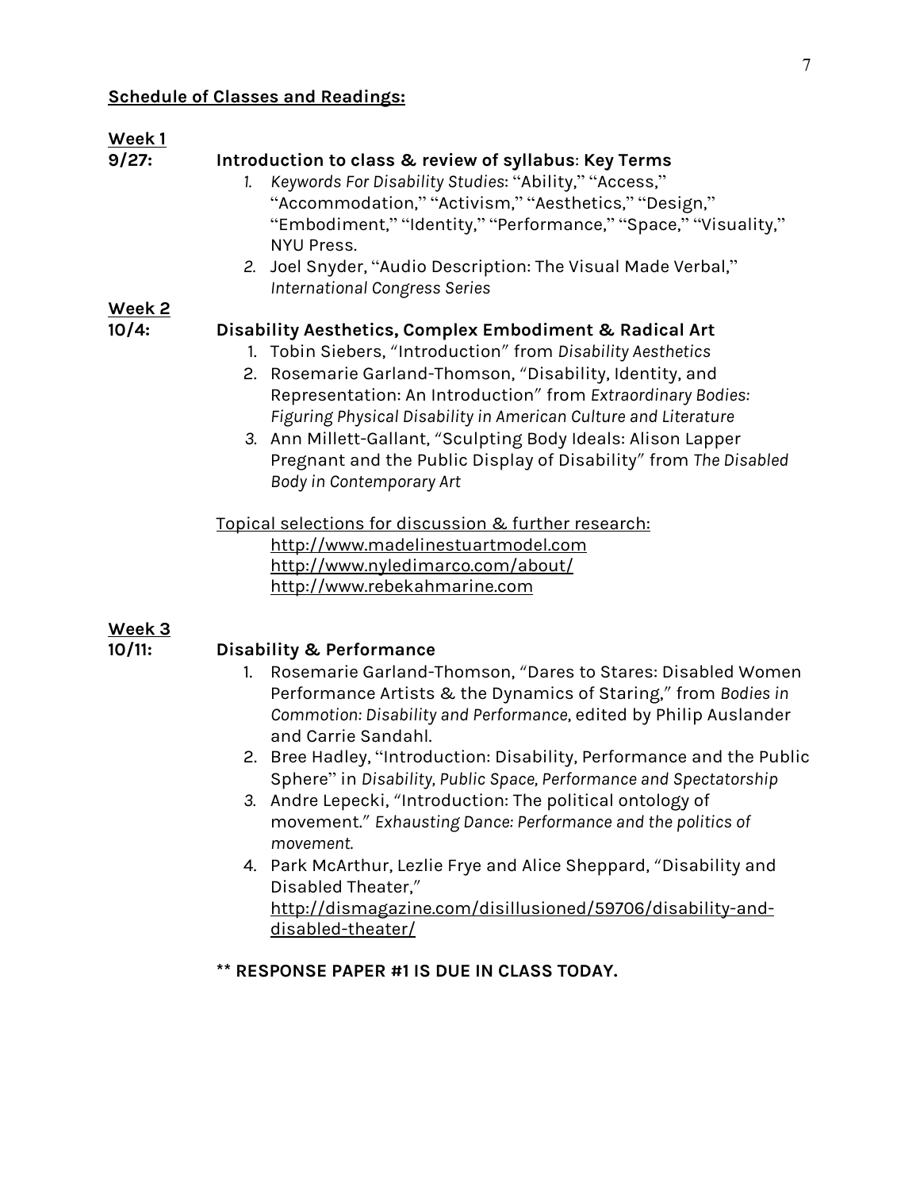**Schedule of Classes and Readings:**

**Week 1**

**9/27: Introduction to class & review of syllabus: Key Terms**

1. *Keywords For Disability Studies*: "Ability," "Access," "Accommodation," "Activism," "Aesthetics," "Design," "Embodiment," "Identity," "Performance," "Space," "Visuality," NYU Press.
2. Joel Snyder, "Audio Description: The Visual Made Verbal," *International Congress Series*

**Week 2**

**10/4: Disability Aesthetics, Complex Embodiment & Radical Art**

1. Tobin Siebers, "Introduction" from *Disability Aesthetics*
2. Rosemarie Garland-Thomson, "Disability, Identity, and Representation: An Introduction" from *Extraordinary Bodies: Figuring Physical Disability in American Culture and Literature*
3. Ann Millett-Gallant, "Sculpting Body Ideals: Alison Lapper Pregnant and the Public Display of Disability" from *The Disabled Body in Contemporary Art*

Topical selections for discussion & further research:

http://www.madelinestuartmodel.com
http://www.nyledimarco.com/about/
http://www.rebekahmarine.com

**Week 3**

**10/11: Disability & Performance**

1. Rosemarie Garland-Thomson, "Dares to Stares: Disabled Women Performance Artists & the Dynamics of Staring," from *Bodies in Commotion: Disability and Performance*, edited by Philip Auslander and Carrie Sandahl.
2. Bree Hadley, "Introduction: Disability, Performance and the Public Sphere" in *Disability, Public Space, Performance and Spectatorship*
3. Andre Lepecki, "Introduction: The political ontology of movement." *Exhausting Dance: Performance and the politics of movement.*
4. Park McArthur, Lezlie Frye and Alice Sheppard, "Disability and Disabled Theater," http://dismagazine.com/disillusioned/59706/disability-and-disabled-theater/

**\*\* RESPONSE PAPER #1 IS DUE IN CLASS TODAY.**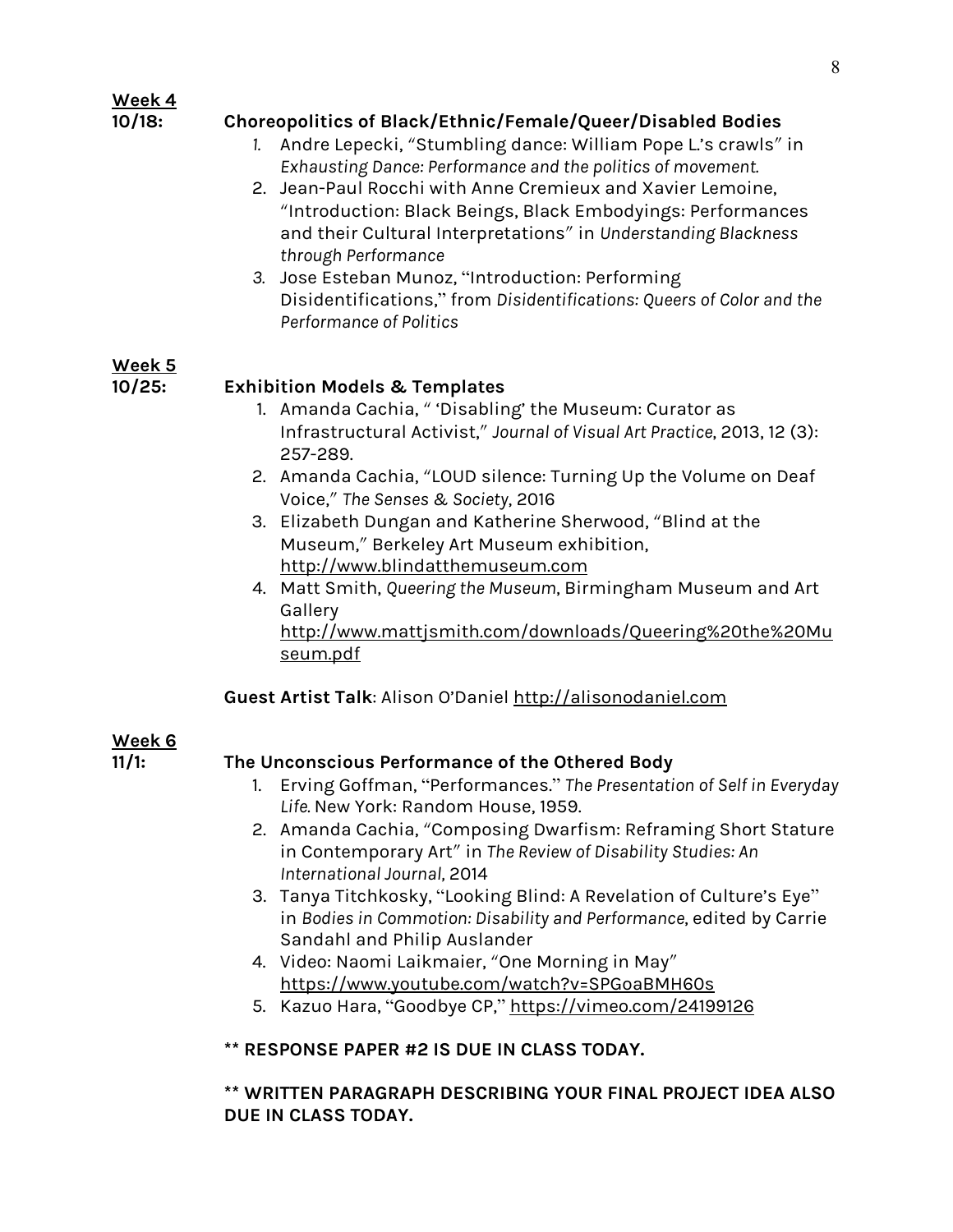**<u>Week 4</u>**

**10/18: Choreopolitics of Black/Ethnic/Female/Queer/Disabled Bodies**

1. Andre Lepecki, "Stumbling dance: William Pope L.'s crawls" in *Exhausting Dance: Performance and the politics of movement.*
2. Jean-Paul Rocchi with Anne Cremieux and Xavier Lemoine, "Introduction: Black Beings, Black Embodyings: Performances and their Cultural Interpretations" in *Understanding Blackness through Performance*
3. Jose Esteban Munoz, "Introduction: Performing Disidentifications," from *Disidentifications: Queers of Color and the Performance of Politics*

**<u>Week 5</u>**

**10/25: Exhibition Models & Templates**

1. Amanda Cachia, " 'Disabling' the Museum: Curator as Infrastructural Activist," *Journal of Visual Art Practice*, 2013, 12 (3): 257-289.
2. Amanda Cachia, "LOUD silence: Turning Up the Volume on Deaf Voice," *The Senses & Society*, 2016
3. Elizabeth Dungan and Katherine Sherwood, "Blind at the Museum," Berkeley Art Museum exhibition, http://www.blindatthemuseum.com
4. Matt Smith, *Queering the Museum*, Birmingham Museum and Art Gallery http://www.mattjsmith.com/downloads/Queering%20the%20Museum.pdf

**Guest Artist Talk**: Alison O'Daniel http://alisonodaniel.com

**<u>Week 6</u>**

**11/1: The Unconscious Performance of the Othered Body**

1. Erving Goffman, "Performances." *The Presentation of Self in Everyday Life.* New York: Random House, 1959.
2. Amanda Cachia, "Composing Dwarfism: Reframing Short Stature in Contemporary Art" in *The Review of Disability Studies: An International Journal,* 2014
3. Tanya Titchkosky, "Looking Blind: A Revelation of Culture's Eye" in *Bodies in Commotion: Disability and Performance*, edited by Carrie Sandahl and Philip Auslander
4. Video: Naomi Laikmaier, "One Morning in May" https://www.youtube.com/watch?v=SPGoaBMH60s
5. Kazuo Hara, "Goodbye CP," https://vimeo.com/24199126

**** RESPONSE PAPER #2 IS DUE IN CLASS TODAY.**

**** WRITTEN PARAGRAPH DESCRIBING YOUR FINAL PROJECT IDEA ALSO DUE IN CLASS TODAY.**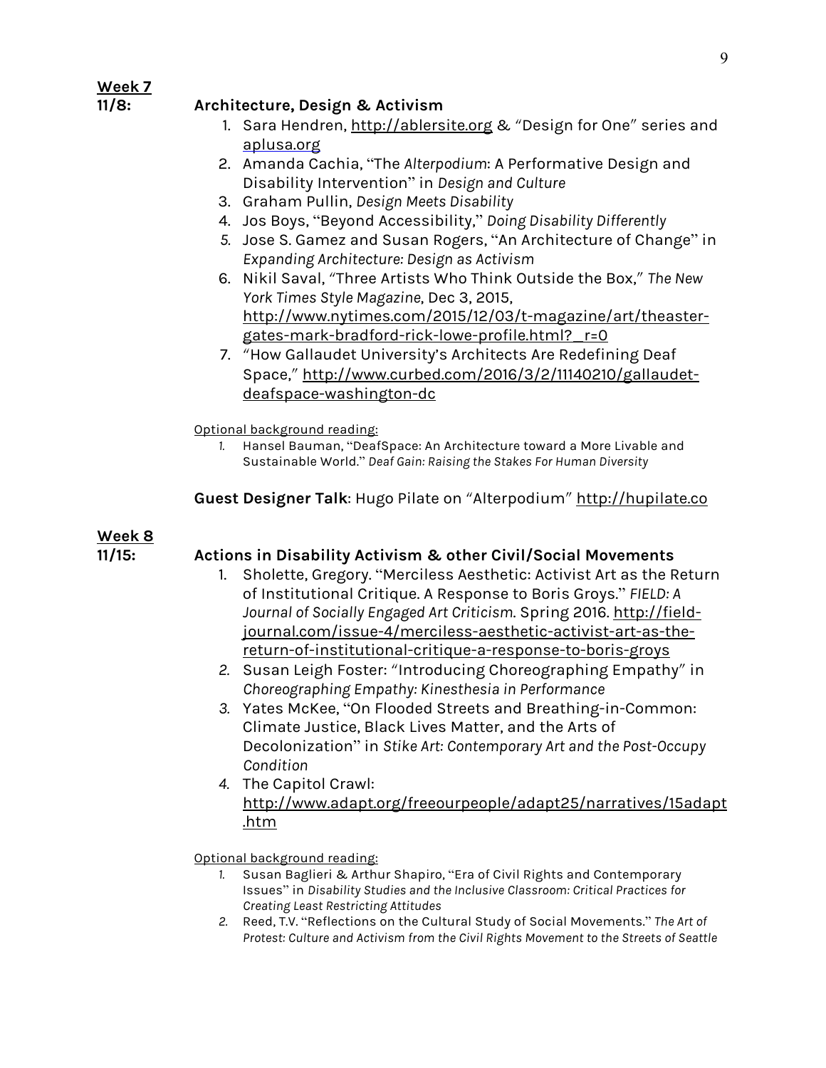**Week 7**

**11/8: Architecture, Design & Activism**

1. Sara Hendren, http://ablersite.org & "Design for One" series and aplusa.org
2. Amanda Cachia, "The *Alterpodium*: A Performative Design and Disability Intervention" in *Design and Culture*
3. Graham Pullin, *Design Meets Disability*
4. Jos Boys, "Beyond Accessibility," *Doing Disability Differently*
5. Jose S. Gamez and Susan Rogers, "An Architecture of Change" in *Expanding Architecture: Design as Activism*
6. Nikil Saval, "Three Artists Who Think Outside the Box," *The New York Times Style Magazine*, Dec 3, 2015, http://www.nytimes.com/2015/12/03/t-magazine/art/theaster-gates-mark-bradford-rick-lowe-profile.html?_r=0
7. "How Gallaudet University's Architects Are Redefining Deaf Space," http://www.curbed.com/2016/3/2/11140210/gallaudet-deafspace-washington-dc

Optional background reading:

1. Hansel Bauman, "DeafSpace: An Architecture toward a More Livable and Sustainable World." *Deaf Gain: Raising the Stakes For Human Diversity*

**Guest Designer Talk**: Hugo Pilate on "Alterpodium" http://hupilate.co

**Week 8**

**11/15: Actions in Disability Activism & other Civil/Social Movements**

1. Sholette, Gregory. "Merciless Aesthetic: Activist Art as the Return of Institutional Critique. A Response to Boris Groys." *FIELD: A Journal of Socially Engaged Art Criticism.* Spring 2016. http://field-journal.com/issue-4/merciless-aesthetic-activist-art-as-the-return-of-institutional-critique-a-response-to-boris-groys
2. Susan Leigh Foster: "Introducing Choreographing Empathy" in *Choreographing Empathy: Kinesthesia in Performance*
3. Yates McKee, "On Flooded Streets and Breathing-in-Common: Climate Justice, Black Lives Matter, and the Arts of Decolonization" in *Stike Art: Contemporary Art and the Post-Occupy Condition*
4. The Capitol Crawl: http://www.adapt.org/freeourpeople/adapt25/narratives/15adapt.htm

Optional background reading:

1. Susan Baglieri & Arthur Shapiro, "Era of Civil Rights and Contemporary Issues" in *Disability Studies and the Inclusive Classroom: Critical Practices for Creating Least Restricting Attitudes*
2. Reed, T.V. "Reflections on the Cultural Study of Social Movements." *The Art of Protest: Culture and Activism from the Civil Rights Movement to the Streets of Seattle*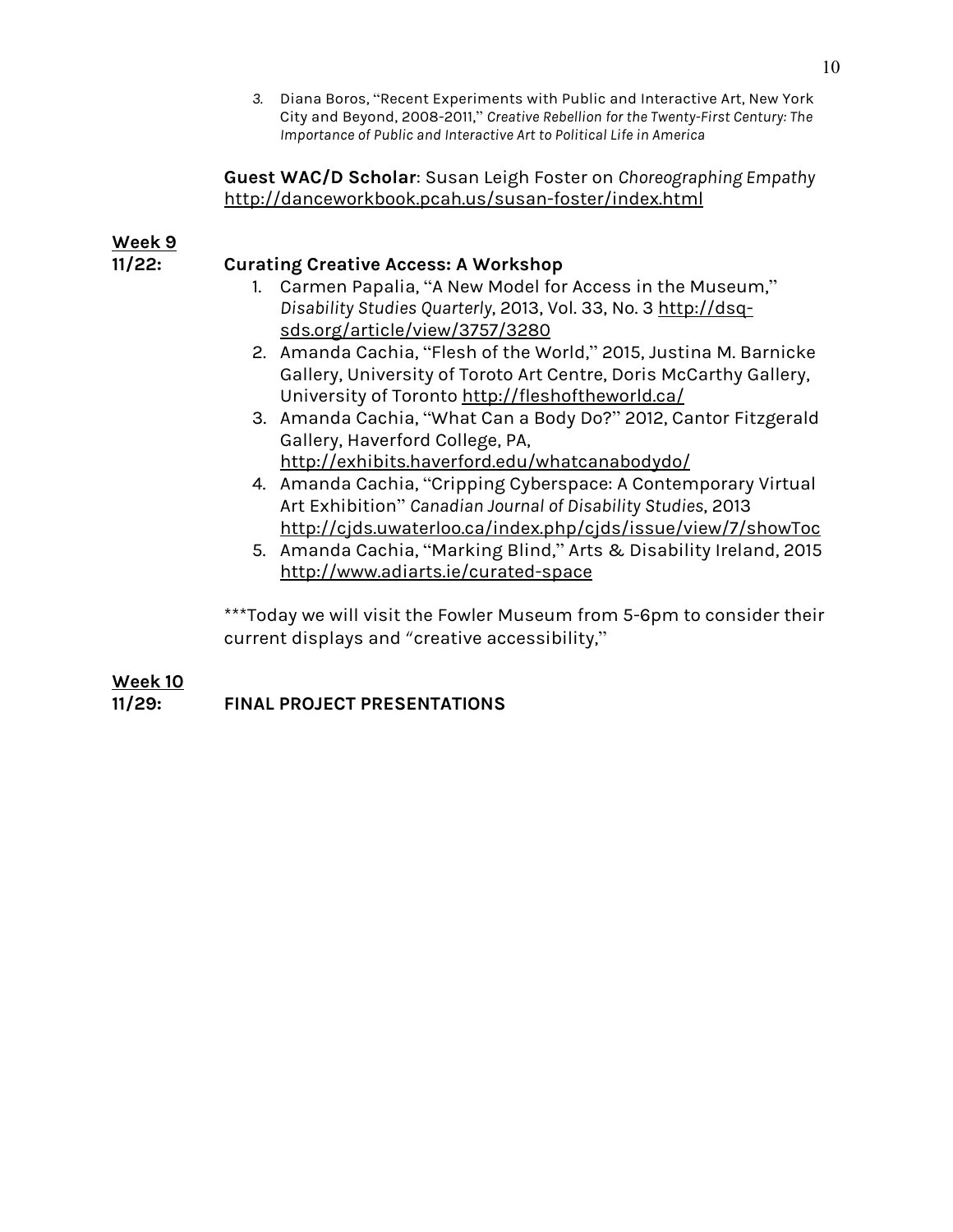3. Diana Boros, "Recent Experiments with Public and Interactive Art, New York City and Beyond, 2008-2011," *Creative Rebellion for the Twenty-First Century: The Importance of Public and Interactive Art to Political Life in America*

**Guest WAC/D Scholar**: Susan Leigh Foster on *Choreographing Empathy* http://danceworkbook.pcah.us/susan-foster/index.html

**Week 9**

**11/22:** **Curating Creative Access: A Workshop**

1. Carmen Papalia, "A New Model for Access in the Museum," *Disability Studies Quarterly*, 2013, Vol. 33, No. 3 http://dsq-sds.org/article/view/3757/3280
2. Amanda Cachia, "Flesh of the World," 2015, Justina M. Barnicke Gallery, University of Toroto Art Centre, Doris McCarthy Gallery, University of Toronto http://fleshoftheworld.ca/
3. Amanda Cachia, "What Can a Body Do?" 2012, Cantor Fitzgerald Gallery, Haverford College, PA, http://exhibits.haverford.edu/whatcanabodydo/
4. Amanda Cachia, "Cripping Cyberspace: A Contemporary Virtual Art Exhibition" *Canadian Journal of Disability Studies*, 2013 http://cjds.uwaterloo.ca/index.php/cjds/issue/view/7/showToc
5. Amanda Cachia, "Marking Blind," Arts & Disability Ireland, 2015 http://www.adiarts.ie/curated-space

***Today we will visit the Fowler Museum from 5-6pm to consider their current displays and "creative accessibility,"

**Week 10**

**11/29:** **FINAL PROJECT PRESENTATIONS**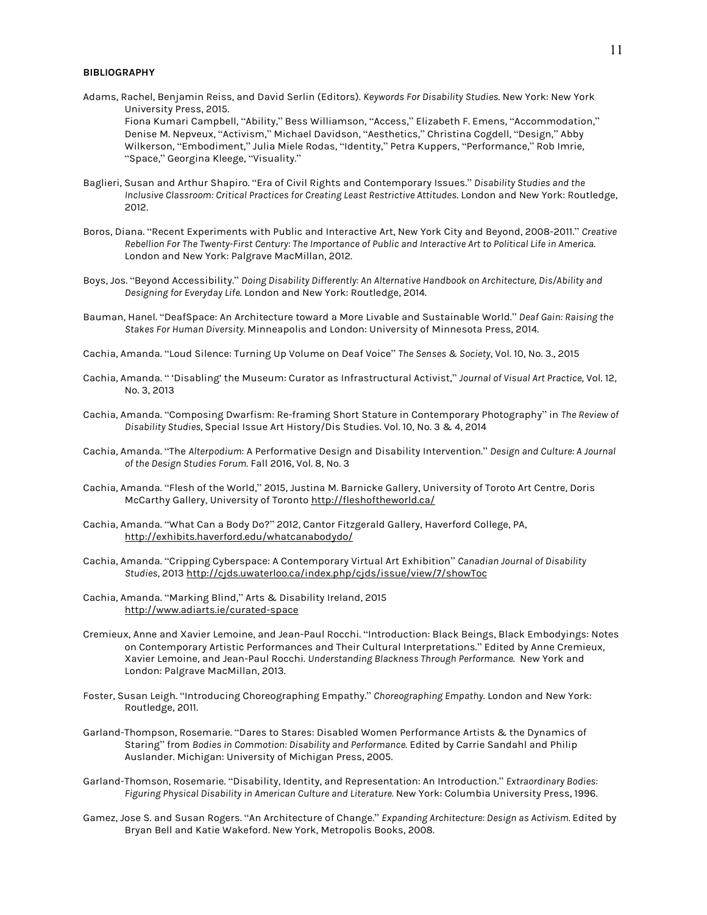**BIBLIOGRAPHY**

Adams, Rachel, Benjamin Reiss, and David Serlin (Editors). *Keywords For Disability Studies*. New York: New York University Press, 2015.
Fiona Kumari Campbell, "Ability," Bess Williamson, "Access," Elizabeth F. Emens, "Accommodation," Denise M. Nepveux, "Activism," Michael Davidson, "Aesthetics," Christina Cogdell, "Design," Abby Wilkerson, "Embodiment," Julia Miele Rodas, "Identity," Petra Kuppers, "Performance," Rob Imrie, "Space," Georgina Kleege, "Visuality."

Baglieri, Susan and Arthur Shapiro. "Era of Civil Rights and Contemporary Issues." *Disability Studies and the Inclusive Classroom: Critical Practices for Creating Least Restrictive Attitudes*. London and New York: Routledge, 2012.

Boros, Diana. "Recent Experiments with Public and Interactive Art, New York City and Beyond, 2008-2011." *Creative Rebellion For The Twenty-First Century: The Importance of Public and Interactive Art to Political Life in America.* London and New York: Palgrave MacMillan, 2012.

Boys, Jos. "Beyond Accessibility." *Doing Disability Differently: An Alternative Handbook on Architecture, Dis/Ability and Designing for Everyday Life.* London and New York: Routledge, 2014.

Bauman, Hanel. "DeafSpace: An Architecture toward a More Livable and Sustainable World." *Deaf Gain: Raising the Stakes For Human Diversity.* Minneapolis and London: University of Minnesota Press, 2014.

Cachia, Amanda. "Loud Silence: Turning Up Volume on Deaf Voice" *The Senses & Society*, Vol. 10, No. 3., 2015

Cachia, Amanda. " 'Disabling' the Museum: Curator as Infrastructural Activist," *Journal of Visual Art Practice*, Vol. 12, No. 3, 2013

Cachia, Amanda. "Composing Dwarfism: Re-framing Short Stature in Contemporary Photography" in *The Review of Disability Studies,* Special Issue Art History/Dis Studies. Vol. 10, No. 3 & 4, 2014

Cachia, Amanda. "The *Alterpodium*: A Performative Design and Disability Intervention." *Design and Culture: A Journal of the Design Studies Forum.* Fall 2016, Vol. 8, No. 3

Cachia, Amanda. "Flesh of the World," 2015, Justina M. Barnicke Gallery, University of Toroto Art Centre, Doris McCarthy Gallery, University of Toronto http://fleshoftheworld.ca/

Cachia, Amanda. "What Can a Body Do?" 2012, Cantor Fitzgerald Gallery, Haverford College, PA, http://exhibits.haverford.edu/whatcanabodydo/

Cachia, Amanda. "Cripping Cyberspace: A Contemporary Virtual Art Exhibition" *Canadian Journal of Disability Studies*, 2013 http://cjds.uwaterloo.ca/index.php/cjds/issue/view/7/showToc

Cachia, Amanda. "Marking Blind," Arts & Disability Ireland, 2015 http://www.adiarts.ie/curated-space

Cremieux, Anne and Xavier Lemoine, and Jean-Paul Rocchi. "Introduction: Black Beings, Black Embodyings: Notes on Contemporary Artistic Performances and Their Cultural Interpretations." Edited by Anne Cremieux, Xavier Lemoine, and Jean-Paul Rocchi. *Understanding Blackness Through Performance.* New York and London: Palgrave MacMillan, 2013.

Foster, Susan Leigh. "Introducing Choreographing Empathy." *Choreographing Empathy*. London and New York: Routledge, 2011.

Garland-Thompson, Rosemarie. "Dares to Stares: Disabled Women Performance Artists & the Dynamics of Staring" from *Bodies in Commotion: Disability and Performance.* Edited by Carrie Sandahl and Philip Auslander. Michigan: University of Michigan Press, 2005.

Garland-Thomson, Rosemarie. "Disability, Identity, and Representation: An Introduction." *Extraordinary Bodies: Figuring Physical Disability in American Culture and Literature.* New York: Columbia University Press, 1996.

Gamez, Jose S. and Susan Rogers. "An Architecture of Change." *Expanding Architecture: Design as Activism.* Edited by Bryan Bell and Katie Wakeford. New York, Metropolis Books, 2008.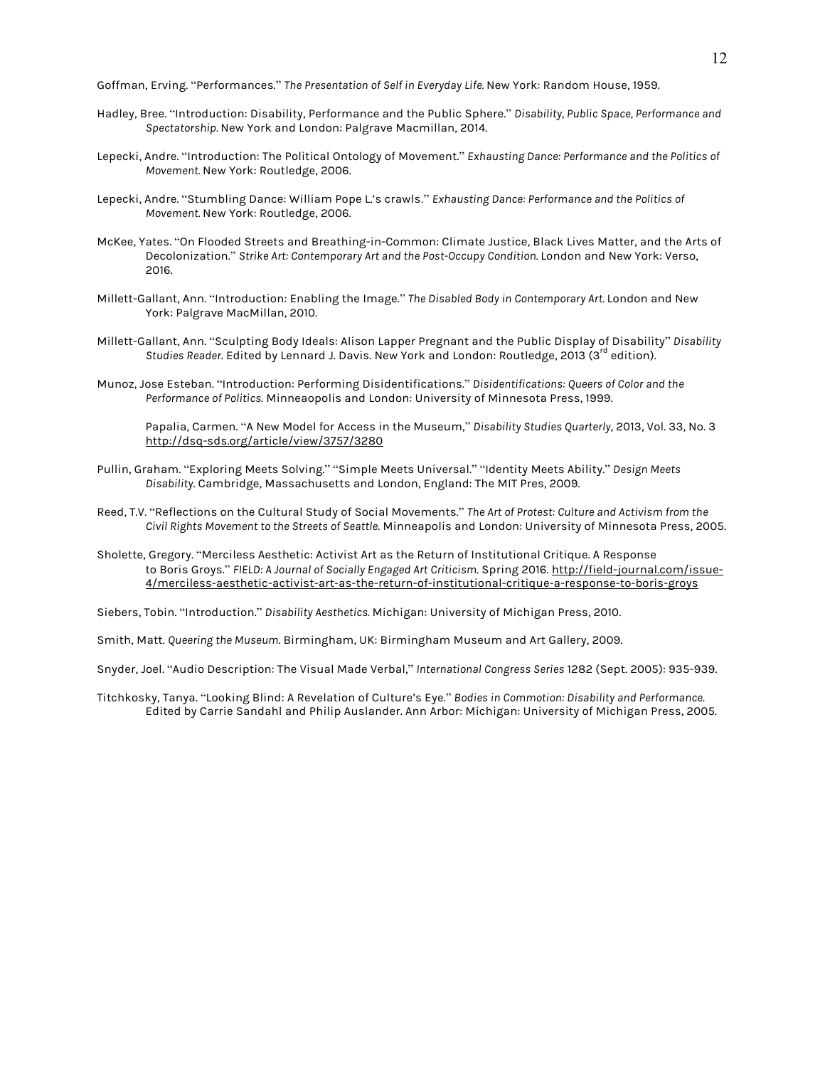Goffman, Erving. "Performances." *The Presentation of Self in Everyday Life.* New York: Random House, 1959.

Hadley, Bree. "Introduction: Disability, Performance and the Public Sphere." *Disability, Public Space, Performance and Spectatorship.* New York and London: Palgrave Macmillan, 2014.

Lepecki, Andre. "Introduction: The Political Ontology of Movement." *Exhausting Dance: Performance and the Politics of Movement.* New York: Routledge, 2006.

Lepecki, Andre. "Stumbling Dance: William Pope L.'s crawls." *Exhausting Dance: Performance and the Politics of Movement.* New York: Routledge, 2006.

McKee, Yates. "On Flooded Streets and Breathing-in-Common: Climate Justice, Black Lives Matter, and the Arts of Decolonization." *Strike Art: Contemporary Art and the Post-Occupy Condition.* London and New York: Verso, 2016.

Millett-Gallant, Ann. "Introduction: Enabling the Image." *The Disabled Body in Contemporary Art.* London and New York: Palgrave MacMillan, 2010.

Millett-Gallant, Ann. "Sculpting Body Ideals: Alison Lapper Pregnant and the Public Display of Disability" *Disability Studies Reader*. Edited by Lennard J. Davis. New York and London: Routledge, 2013 (3rd edition).

Munoz, Jose Esteban. "Introduction: Performing Disidentifications." *Disidentifications: Queers of Color and the Performance of Politics.* Minneapolis and London: University of Minnesota Press, 1999.

Papalia, Carmen. "A New Model for Access in the Museum," *Disability Studies Quarterly*, 2013, Vol. 33, No. 3 http://dsq-sds.org/article/view/3757/3280

Pullin, Graham. "Exploring Meets Solving." "Simple Meets Universal." "Identity Meets Ability." *Design Meets Disability*. Cambridge, Massachusetts and London, England: The MIT Pres, 2009.

Reed, T.V. "Reflections on the Cultural Study of Social Movements." *The Art of Protest: Culture and Activism from the Civil Rights Movement to the Streets of Seattle.* Minneapolis and London: University of Minnesota Press, 2005.

Sholette, Gregory. "Merciless Aesthetic: Activist Art as the Return of Institutional Critique. A Response to Boris Groys." *FIELD: A Journal of Socially Engaged Art Criticism.* Spring 2016. http://field-journal.com/issue-4/merciless-aesthetic-activist-art-as-the-return-of-institutional-critique-a-response-to-boris-groys

Siebers, Tobin. "Introduction." *Disability Aesthetics.* Michigan: University of Michigan Press, 2010.

Smith, Matt. *Queering the Museum*. Birmingham, UK: Birmingham Museum and Art Gallery, 2009.

Snyder, Joel. "Audio Description: The Visual Made Verbal," *International Congress Series* 1282 (Sept. 2005): 935-939.

Titchkosky, Tanya. "Looking Blind: A Revelation of Culture's Eye." *Bodies in Commotion: Disability and Performance.* Edited by Carrie Sandahl and Philip Auslander. Ann Arbor: Michigan: University of Michigan Press, 2005.